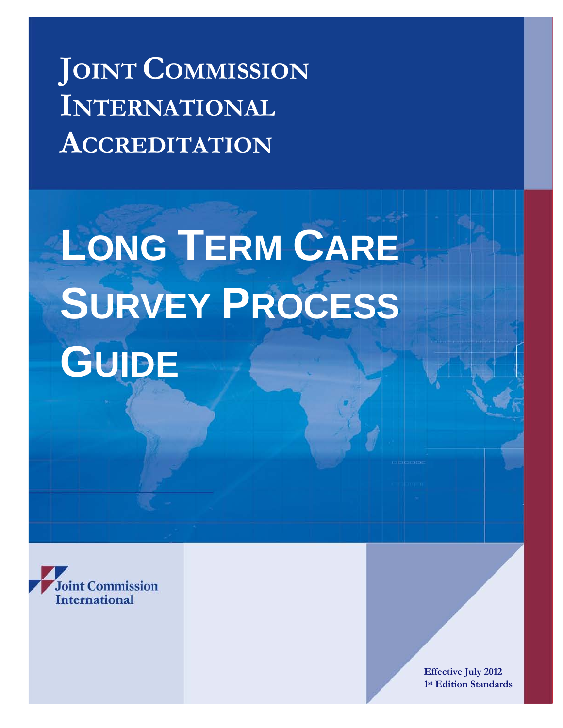# Joint Commission International Accreditation

# Long Term Care Survey Process Guide

Joint Commission International

**Effective July 2012**
**1st Edition Standards**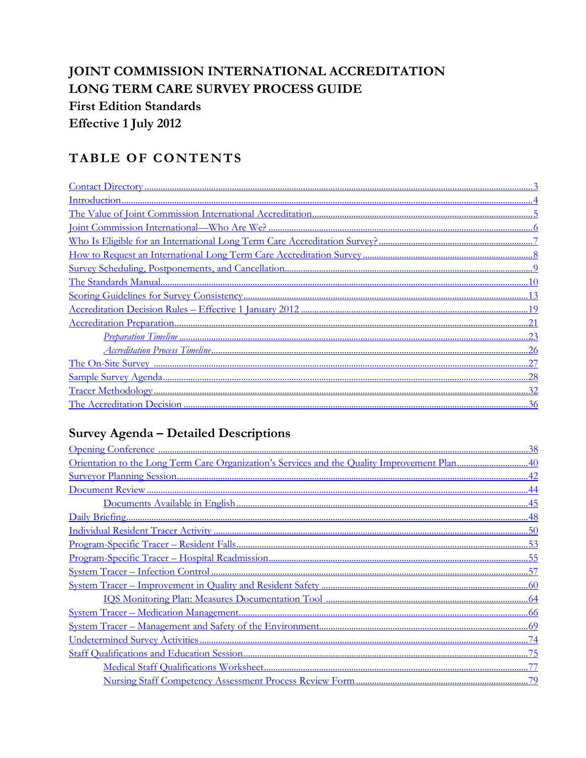# JOINT COMMISSION INTERNATIONAL ACCREDITATION LONG TERM CARE SURVEY PROCESS GUIDE

## First Edition Standards

## Effective 1 July 2012

## TABLE OF CONTENTS

Contact Directory ....................................................................................................................................... 3
Introduction ................................................................................................................................................ 4
The Value of Joint Commission International Accreditation ............................................................... 5
Joint Commission International—Who Are We? .................................................................................. 6
Who Is Eligible for an International Long Term Care Accreditation Survey? .................................... 7
How to Request an International Long Term Care Accreditation Survey ........................................... 8
Survey Scheduling, Postponements, and Cancellation .......................................................................... 9
The Standards Manual .............................................................................................................................. 10
Scoring Guidelines for Survey Consistency ........................................................................................... 13
Accreditation Decision Rules – Effective 1 January 2012 .................................................................... 19
Accreditation Preparation ........................................................................................................................ 21
- *Preparation Timeline* ............................................................................................................................ 23
- *Accreditation Process Timeline* ........................................................................................................... 26

The On-Site Survey ................................................................................................................................... 27
Sample Survey Agenda ............................................................................................................................. 28
Tracer Methodology ................................................................................................................................. 32
The Accreditation Decision ..................................................................................................................... 36

## Survey Agenda – Detailed Descriptions

Opening Conference ................................................................................................................................ 38
Orientation to the Long Term Care Organization's Services and the Quality Improvement Plan ................................ 40
Surveyor Planning Session ....................................................................................................................... 42
Document Review ..................................................................................................................................... 44
- Documents Available in English ........................................................................................................... 45

Daily Briefing ............................................................................................................................................. 48
Individual Resident Tracer Activity ......................................................................................................... 50
Program-Specific Tracer – Resident Falls ............................................................................................... 53
Program-Specific Tracer – Hospital Readmission ................................................................................. 55
System Tracer – Infection Control .......................................................................................................... 57
System Tracer – Improvement in Quality and Resident Safety ........................................................... 60
- IQS Monitoring Plan: Measures Documentation Tool ....................................................................... 64

System Tracer – Medication Management .............................................................................................. 66
System Tracer – Management and Safety of the Environment ............................................................ 69
Undetermined Survey Activities .............................................................................................................. 74
Staff Qualifications and Education Session ............................................................................................ 75
- Medical Staff Qualifications Worksheet ............................................................................................... 77
- Nursing Staff Competency Assessment Process Review Form .......................................................... 79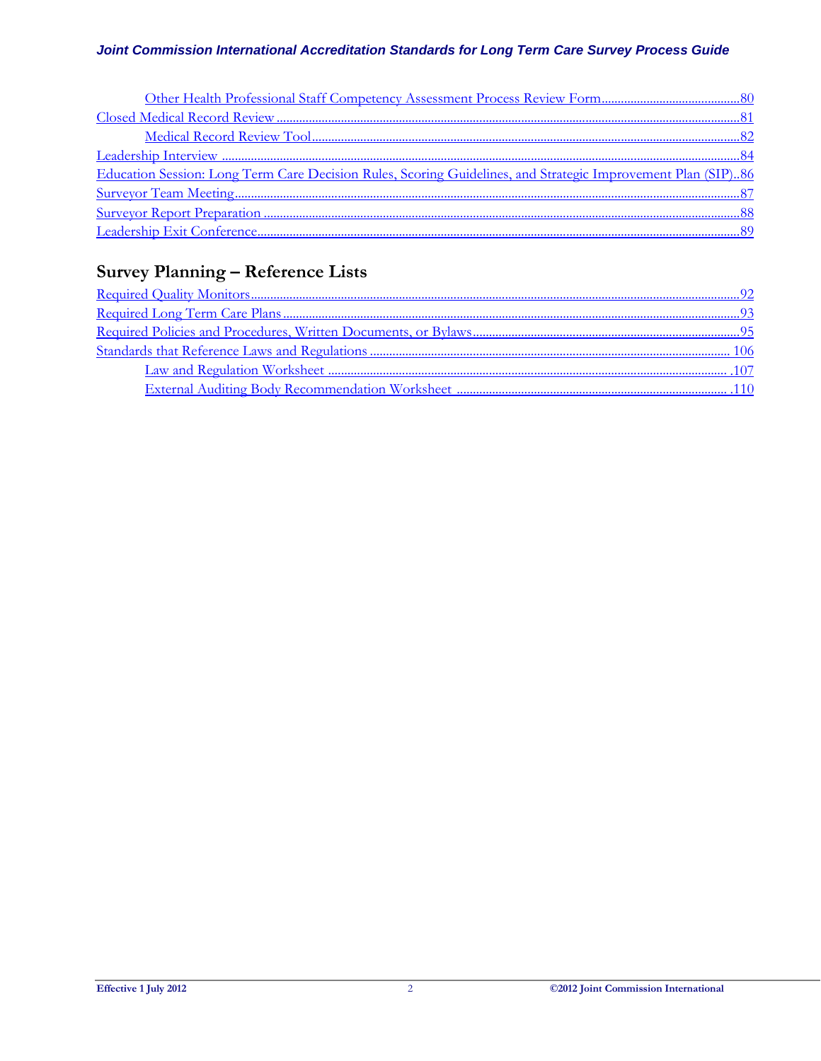Other Health Professional Staff Competency Assessment Process Review Form....80
Closed Medical Record Review....81
Medical Record Review Tool....82
Leadership Interview....84
Education Session: Long Term Care Decision Rules, Scoring Guidelines, and Strategic Improvement Plan (SIP)..86
Surveyor Team Meeting....87
Surveyor Report Preparation....88
Leadership Exit Conference....89

## Survey Planning – Reference Lists

Required Quality Monitors....92
Required Long Term Care Plans....93
Required Policies and Procedures, Written Documents, or Bylaws....95
Standards that Reference Laws and Regulations....106
Law and Regulation Worksheet....107
External Auditing Body Recommendation Worksheet....110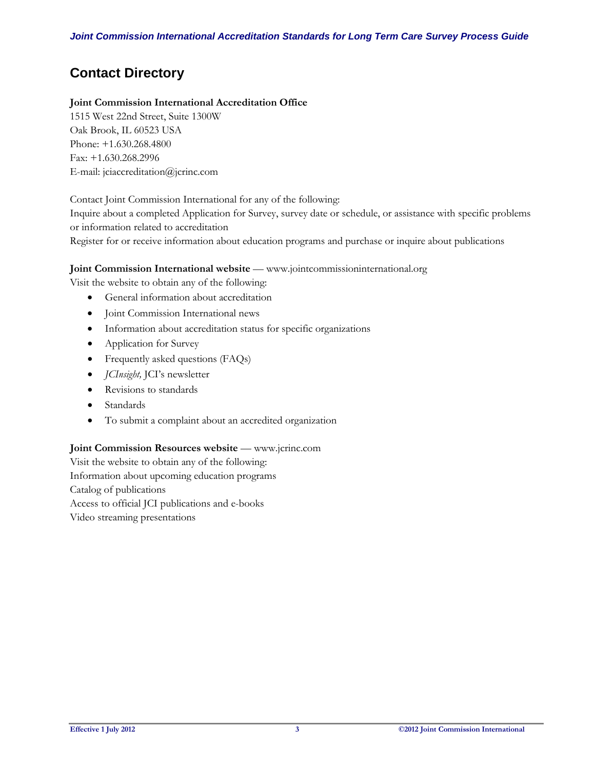## Contact Directory

**Joint Commission International Accreditation Office**
1515 West 22nd Street, Suite 1300W
Oak Brook, IL 60523 USA
Phone: +1.630.268.4800
Fax: +1.630.268.2996
E-mail: jciaccreditation@jcrinc.com

Contact Joint Commission International for any of the following:
Inquire about a completed Application for Survey, survey date or schedule, or assistance with specific problems or information related to accreditation
Register for or receive information about education programs and purchase or inquire about publications

**Joint Commission International website** — www.jointcommissioninternational.org
Visit the website to obtain any of the following:

- General information about accreditation
- Joint Commission International news
- Information about accreditation status for specific organizations
- Application for Survey
- Frequently asked questions (FAQs)
- *JCInsight,* JCI's newsletter
- Revisions to standards
- Standards
- To submit a complaint about an accredited organization

**Joint Commission Resources website** — www.jcrinc.com
Visit the website to obtain any of the following:
Information about upcoming education programs
Catalog of publications
Access to official JCI publications and e-books
Video streaming presentations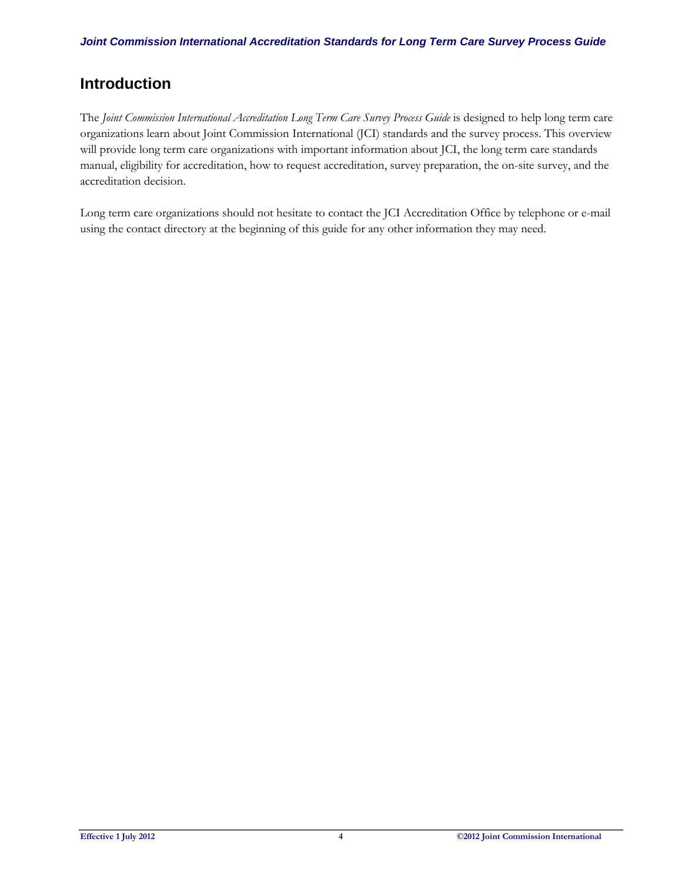# Introduction

The *Joint Commission International Accreditation Long Term Care Survey Process Guide* is designed to help long term care organizations learn about Joint Commission International (JCI) standards and the survey process. This overview will provide long term care organizations with important information about JCI, the long term care standards manual, eligibility for accreditation, how to request accreditation, survey preparation, the on-site survey, and the accreditation decision.

Long term care organizations should not hesitate to contact the JCI Accreditation Office by telephone or e-mail using the contact directory at the beginning of this guide for any other information they may need.